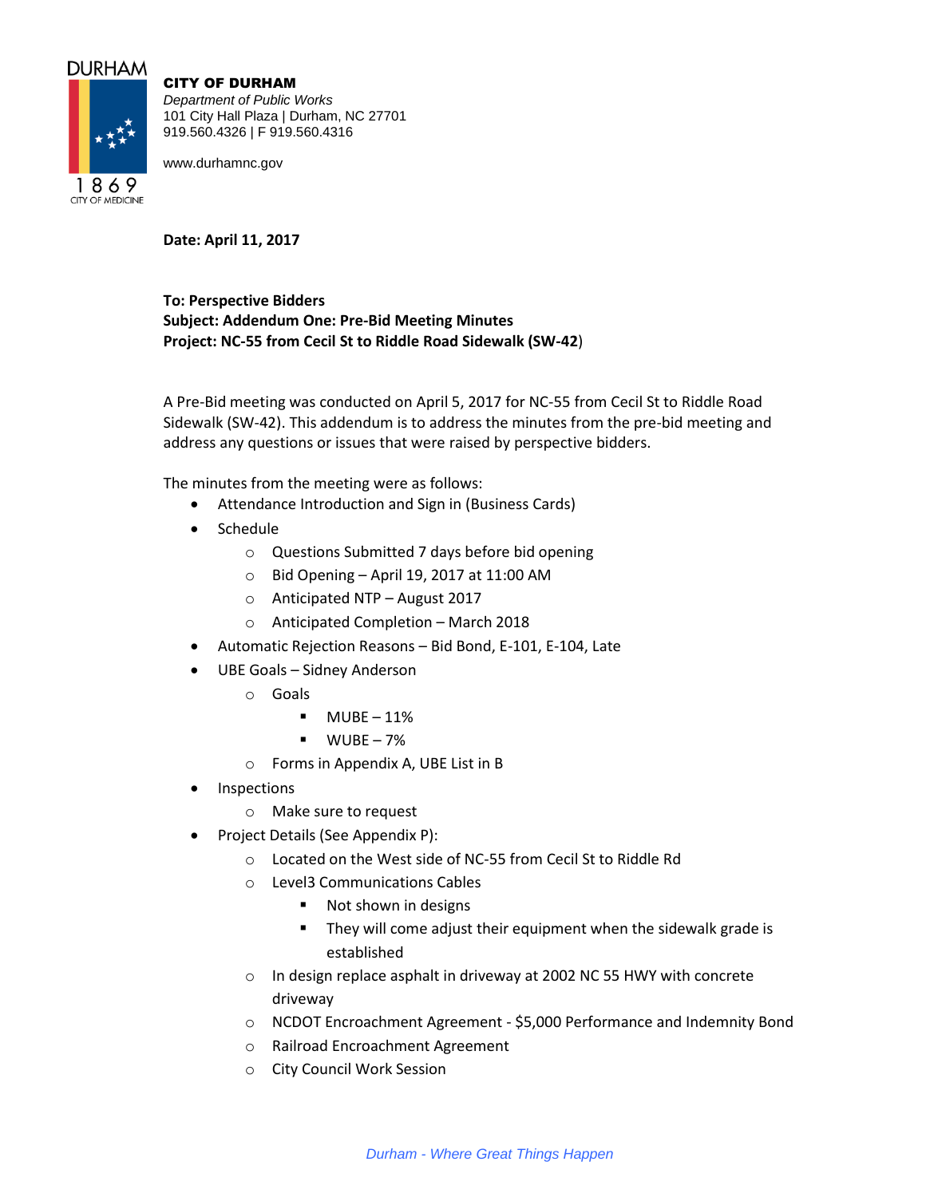DURHAM

1869

CITY OF MEDICINE

**CITY OF DURHAM**
*Department of Public Works*
101 City Hall Plaza | Durham, NC 27701
919.560.4326 | F 919.560.4316

www.durhamnc.gov

**Date: April 11, 2017**

**To: Perspective Bidders**
**Subject: Addendum One: Pre-Bid Meeting Minutes**
**Project: NC-55 from Cecil St to Riddle Road Sidewalk (SW-42**)

A Pre-Bid meeting was conducted on April 5, 2017 for NC-55 from Cecil St to Riddle Road Sidewalk (SW-42). This addendum is to address the minutes from the pre-bid meeting and address any questions or issues that were raised by perspective bidders.

The minutes from the meeting were as follows:

- Attendance Introduction and Sign in (Business Cards)
- Schedule
  - Questions Submitted 7 days before bid opening
  - Bid Opening – April 19, 2017 at 11:00 AM
  - Anticipated NTP – August 2017
  - Anticipated Completion – March 2018
- Automatic Rejection Reasons – Bid Bond, E-101, E-104, Late
- UBE Goals – Sidney Anderson
  - Goals
    - MUBE – 11%
    - WUBE – 7%
  - Forms in Appendix A, UBE List in B
- Inspections
  - Make sure to request
- Project Details (See Appendix P):
  - Located on the West side of NC-55 from Cecil St to Riddle Rd
  - Level3 Communications Cables
    - Not shown in designs
    - They will come adjust their equipment when the sidewalk grade is established
  - In design replace asphalt in driveway at 2002 NC 55 HWY with concrete driveway
  - NCDOT Encroachment Agreement - $5,000 Performance and Indemnity Bond
  - Railroad Encroachment Agreement
  - City Council Work Session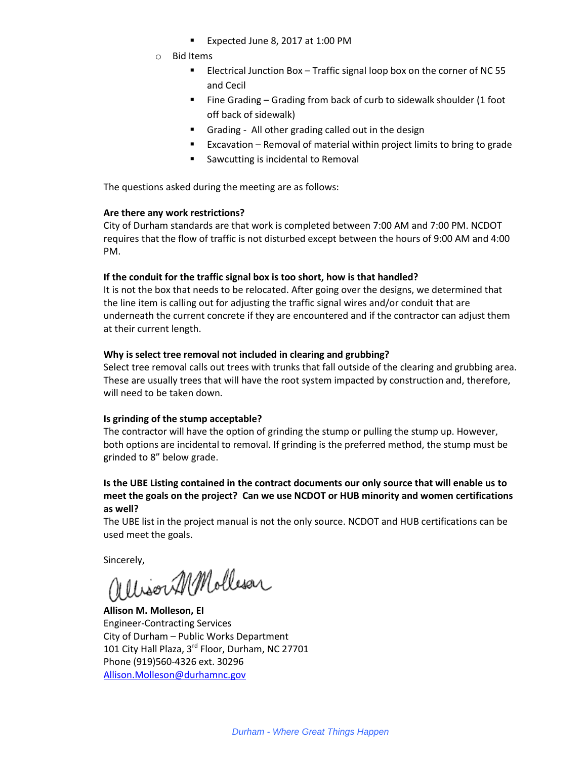- Expected June 8, 2017 at 1:00 PM
- Bid Items
    - Electrical Junction Box – Traffic signal loop box on the corner of NC 55 and Cecil
    - Fine Grading – Grading from back of curb to sidewalk shoulder (1 foot off back of sidewalk)
    - Grading - All other grading called out in the design
    - Excavation – Removal of material within project limits to bring to grade
    - Sawcutting is incidental to Removal

The questions asked during the meeting are as follows:

**Are there any work restrictions?**
City of Durham standards are that work is completed between 7:00 AM and 7:00 PM. NCDOT requires that the flow of traffic is not disturbed except between the hours of 9:00 AM and 4:00 PM.

**If the conduit for the traffic signal box is too short, how is that handled?**
It is not the box that needs to be relocated. After going over the designs, we determined that the line item is calling out for adjusting the traffic signal wires and/or conduit that are underneath the current concrete if they are encountered and if the contractor can adjust them at their current length.

**Why is select tree removal not included in clearing and grubbing?**
Select tree removal calls out trees with trunks that fall outside of the clearing and grubbing area. These are usually trees that will have the root system impacted by construction and, therefore, will need to be taken down.

**Is grinding of the stump acceptable?**
The contractor will have the option of grinding the stump or pulling the stump up. However, both options are incidental to removal. If grinding is the preferred method, the stump must be grinded to 8" below grade.

**Is the UBE Listing contained in the contract documents our only source that will enable us to meet the goals on the project? Can we use NCDOT or HUB minority and women certifications as well?**
The UBE list in the project manual is not the only source. NCDOT and HUB certifications can be used meet the goals.

Sincerely,

Allison M. Molleson

**Allison M. Molleson, EI**
Engineer-Contracting Services
City of Durham – Public Works Department
101 City Hall Plaza, 3rd Floor, Durham, NC 27701
Phone (919)560-4326 ext. 30296
Allison.Molleson@durhamnc.gov